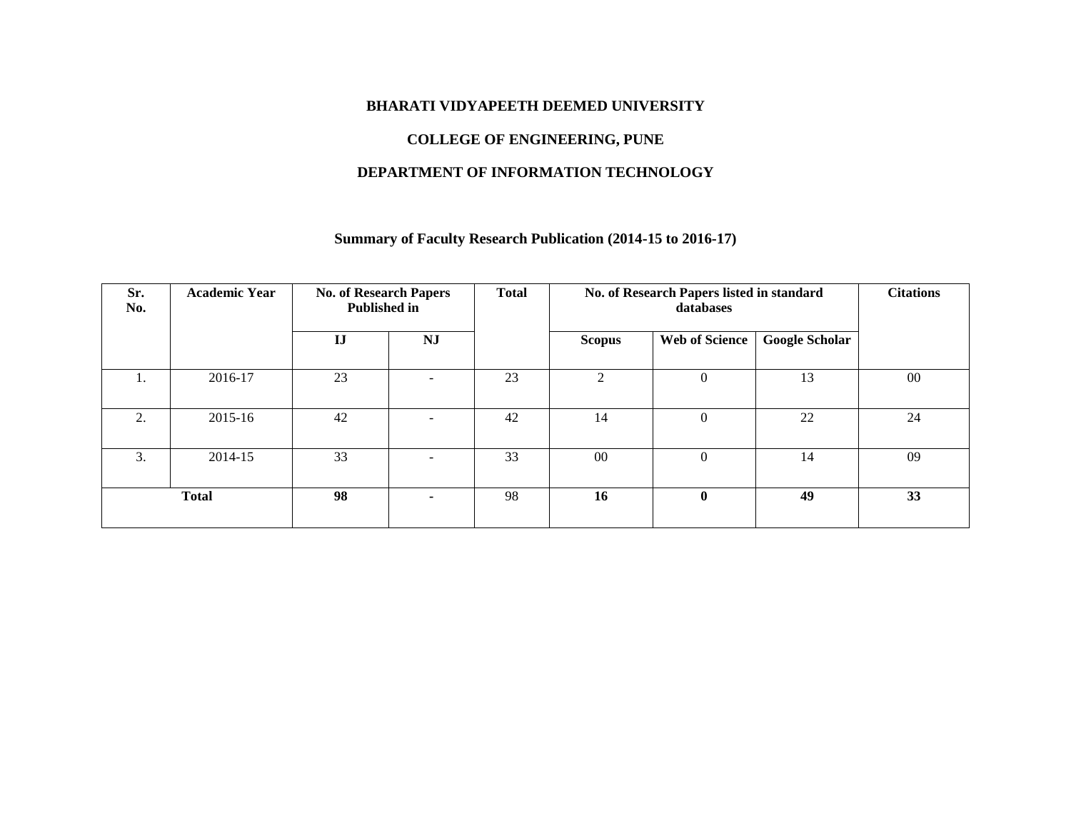**BHARATI VIDYAPEETH DEEMED UNIVERSITY**

**COLLEGE OF ENGINEERING, PUNE**

**DEPARTMENT OF INFORMATION TECHNOLOGY**

**Summary of Faculty Research Publication (2014-15 to 2016-17)**

| Sr. No. | Academic Year | No. of Research Papers Published in | | Total | No. of Research Papers listed in standard databases | | | Citations |
|---|---|---|---|---|---|---|---|---|
| | | IJ | NJ | | Scopus | Web of Science | Google Scholar | |
| 1. | 2016-17 | 23 | - | 23 | 2 | 0 | 13 | 00 |
| 2. | 2015-16 | 42 | - | 42 | 14 | 0 | 22 | 24 |
| 3. | 2014-15 | 33 | - | 33 | 00 | 0 | 14 | 09 |
| **Total** | | **98** | **-** | 98 | **16** | **0** | **49** | **33** |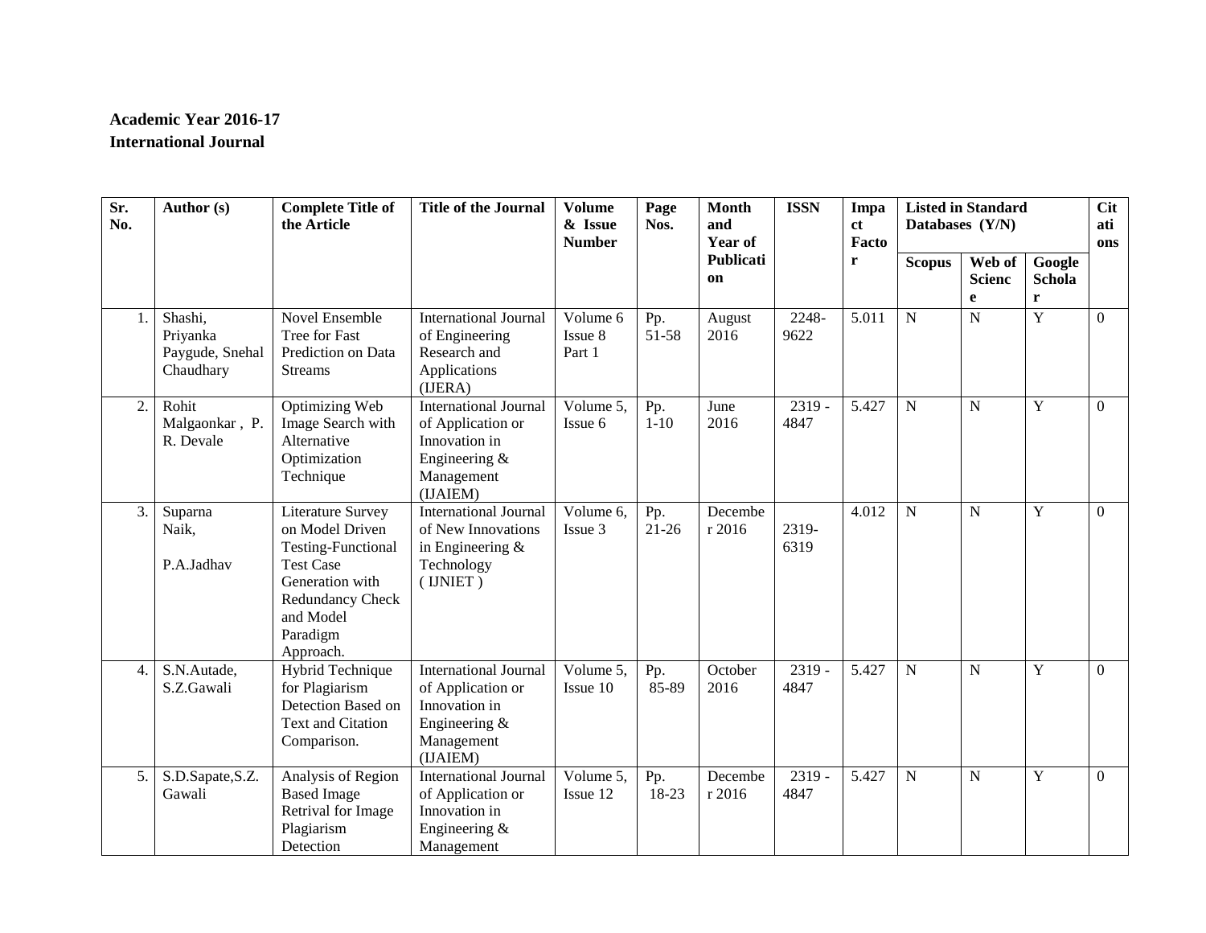**Academic Year 2016-17**
**International Journal**

| Sr. No. | Author (s) | Complete Title of the Article | Title of the Journal | Volume & Issue Number | Page Nos. | Month and Year of Publication | ISSN | Impact Factor | Listed in Standard Databases (Y/N) | | | Citations |
|---|---|---|---|---|---|---|---|---|---|---|---|---|
| | | | | | | | | | Scopus | Web of Science | Google Scholar | |
| 1. | Shashi, Priyanka Paygude, Snehal Chaudhary | Novel Ensemble Tree for Fast Prediction on Data Streams | International Journal of Engineering Research and Applications (IJERA) | Volume 6 Issue 8 Part 1 | Pp. 51-58 | August 2016 | 2248-9622 | 5.011 | N | N | Y | 0 |
| 2. | Rohit Malgaonkar , P. R. Devale | Optimizing Web Image Search with Alternative Optimization Technique | International Journal of Application or Innovation in Engineering & Management (IJAIEM) | Volume 5, Issue 6 | Pp. 1-10 | June 2016 | 2319 - 4847 | 5.427 | N | N | Y | 0 |
| 3. | Suparna Naik, P.A.Jadhav | Literature Survey on Model Driven Testing-Functional Test Case Generation with Redundancy Check and Model Paradigm Approach. | International Journal of New Innovations in Engineering & Technology ( IJNIET ) | Volume 6, Issue 3 | Pp. 21-26 | December 2016 | 2319-6319 | 4.012 | N | N | Y | 0 |
| 4. | S.N.Autade, S.Z.Gawali | Hybrid Technique for Plagiarism Detection Based on Text and Citation Comparison. | International Journal of Application or Innovation in Engineering & Management (IJAIEM) | Volume 5, Issue 10 | Pp. 85-89 | October 2016 | 2319 - 4847 | 5.427 | N | N | Y | 0 |
| 5. | S.D.Sapate,S.Z. Gawali | Analysis of Region Based Image Retrival for Image Plagiarism Detection | International Journal of Application or Innovation in Engineering & Management | Volume 5, Issue 12 | Pp. 18-23 | December 2016 | 2319 - 4847 | 5.427 | N | N | Y | 0 |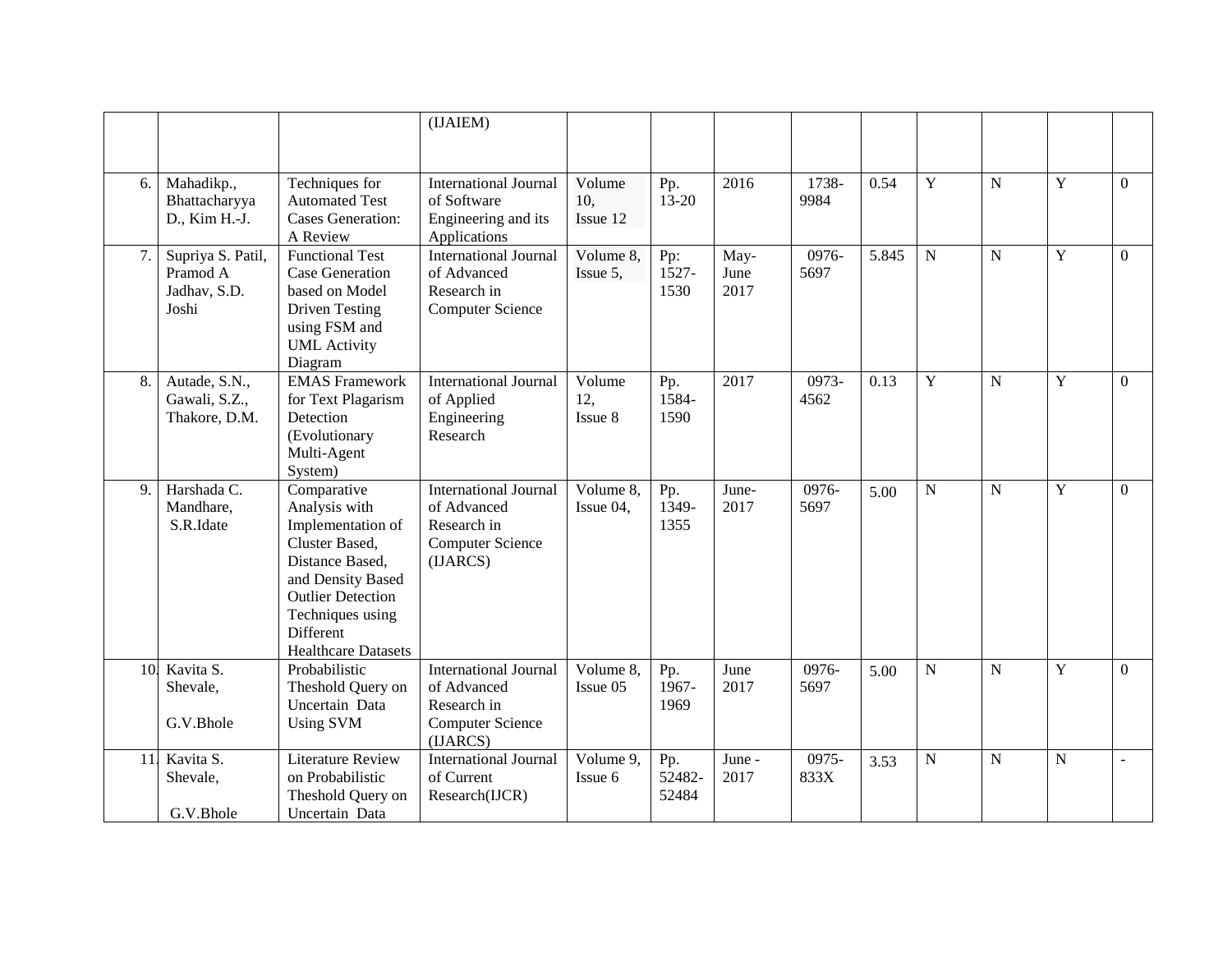| | | | | | | | | | | | | |
|---|---|---|---|---|---|---|---|---|---|---|---|---|
| | | | (IJAIEM) | | | | | | | | | |
| 6. | Mahadikp., Bhattacharyya D., Kim H.-J. | Techniques for Automated Test Cases Generation: A Review | International Journal of Software Engineering and its Applications | Volume 10, Issue 12 | Pp. 13-20 | 2016 | 1738-9984 | 0.54 | Y | N | Y | 0 |
| 7. | Supriya S. Patil, Pramod A Jadhav, S.D. Joshi | Functional Test Case Generation based on Model Driven Testing using FSM and UML Activity Diagram | International Journal of Advanced Research in Computer Science | Volume 8, Issue 5, | Pp: 1527-1530 | May-June 2017 | 0976-5697 | 5.845 | N | N | Y | 0 |
| 8. | Autade, S.N., Gawali, S.Z., Thakore, D.M. | EMAS Framework for Text Plagarism Detection (Evolutionary Multi-Agent System) | International Journal of Applied Engineering Research | Volume 12, Issue 8 | Pp. 1584-1590 | 2017 | 0973-4562 | 0.13 | Y | N | Y | 0 |
| 9. | Harshada C. Mandhare, S.R.Idate | Comparative Analysis with Implementation of Cluster Based, Distance Based, and Density Based Outlier Detection Techniques using Different Healthcare Datasets | International Journal of Advanced Research in Computer Science (IJARCS) | Volume 8, Issue 04, | Pp. 1349-1355 | June-2017 | 0976-5697 | 5.00 | N | N | Y | 0 |
| 10. | Kavita S. Shevale, G.V.Bhole | Probabilistic Theshold Query on Uncertain Data Using SVM | International Journal of Advanced Research in Computer Science (IJARCS) | Volume 8, Issue 05 | Pp. 1967-1969 | June 2017 | 0976-5697 | 5.00 | N | N | Y | 0 |
| 11. | Kavita S. Shevale, G.V.Bhole | Literature Review on Probabilistic Theshold Query on Uncertain Data | International Journal of Current Research(IJCR) | Volume 9, Issue 6 | Pp. 52482-52484 | June - 2017 | 0975-833X | 3.53 | N | N | N | - |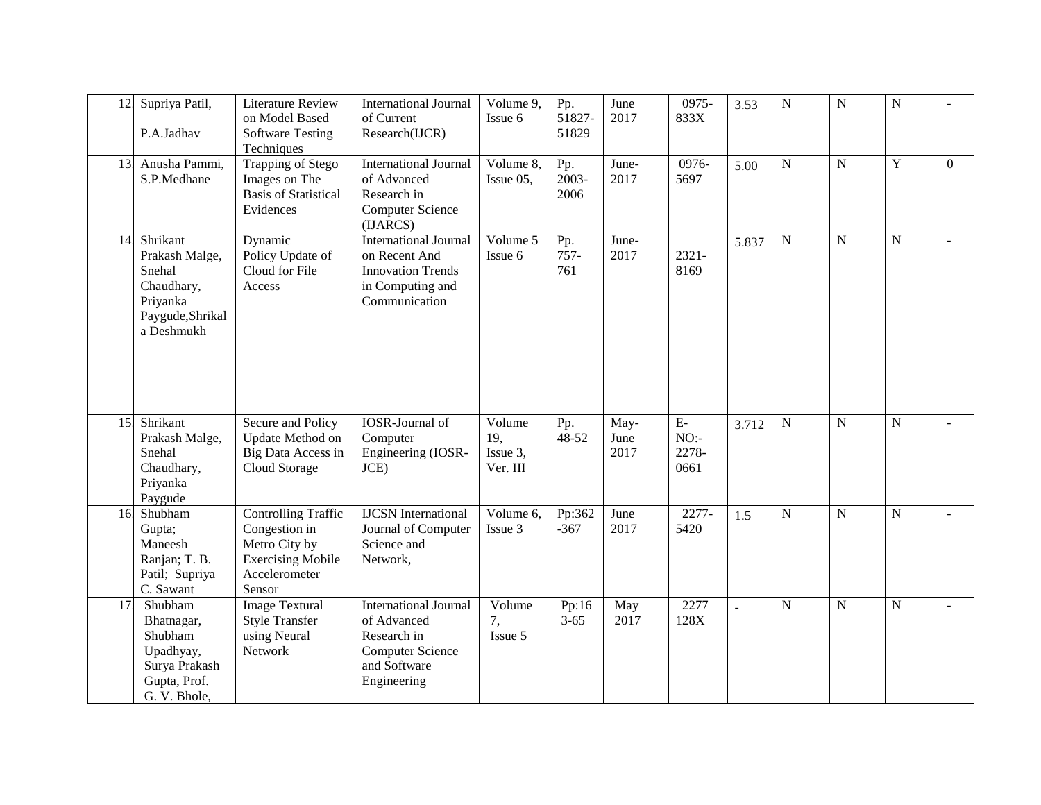| 12. | Supriya Patil, P.A.Jadhav | Literature Review on Model Based Software Testing Techniques | International Journal of Current Research(IJCR) | Volume 9, Issue 6 | Pp. 51827-51829 | June 2017 | 0975-833X | 3.53 | N | N | N | - |
|---|---|---|---|---|---|---|---|---|---|---|---|---|
| 13. | Anusha Pammi, S.P.Medhane | Trapping of Stego Images on The Basis of Statistical Evidences | International Journal of Advanced Research in Computer Science (IJARCS) | Volume 8, Issue 05, | Pp. 2003-2006 | June-2017 | 0976-5697 | 5.00 | N | N | Y | 0 |
| 14. | Shrikant Prakash Malge, Snehal Chaudhary, Priyanka Paygude,Shrikala Deshmukh | Dynamic Policy Update of Cloud for File Access | International Journal on Recent And Innovation Trends in Computing and Communication | Volume 5 Issue 6 | Pp. 757-761 | June-2017 | 2321-8169 | 5.837 | N | N | N | - |
| 15. | Shrikant Prakash Malge, Snehal Chaudhary, Priyanka Paygude | Secure and Policy Update Method on Big Data Access in Cloud Storage | IOSR-Journal of Computer Engineering (IOSR-JCE) | Volume 19, Issue 3, Ver. III | Pp. 48-52 | May-June 2017 | E-NO:-2278-0661 | 3.712 | N | N | N | - |
| 16. | Shubham Gupta; Maneesh Ranjan; T. B. Patil; Supriya C. Sawant | Controlling Traffic Congestion in Metro City by Exercising Mobile Accelerometer Sensor | IJCSN International Journal of Computer Science and Network, | Volume 6, Issue 3 | Pp:362-367 | June 2017 | 2277-5420 | 1.5 | N | N | N | - |
| 17. | Shubham Bhatnagar, Shubham Upadhyay, Surya Prakash Gupta, Prof. G. V. Bhole, | Image Textural Style Transfer using Neural Network | International Journal of Advanced Research in Computer Science and Software Engineering | Volume 7, Issue 5 | Pp:163-65 | May 2017 | 2277 128X | - | N | N | N | - |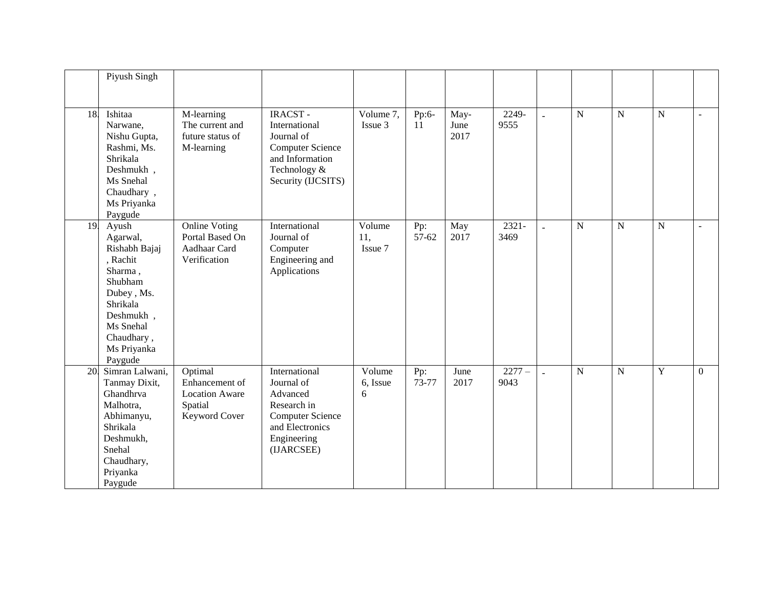| | | | | | | | | | | | | |
|---|---|---|---|---|---|---|---|---|---|---|---|---|
| | Piyush Singh | | | | | | | | | | | |
| 18. | Ishitaa Narwane, Nishu Gupta, Rashmi, Ms. Shrikala Deshmukh , Ms Snehal Chaudhary , Ms Priyanka Paygude | M-learning The current and future status of M-learning | IRACST - International Journal of Computer Science and Information Technology & Security (IJCSITS) | Volume 7, Issue 3 | Pp:6-11 | May-June 2017 | 2249-9555 | - | N | N | N | - |
| 19. | Ayush Agarwal, Rishabh Bajaj , Rachit Sharma , Shubham Dubey , Ms. Shrikala Deshmukh , Ms Snehal Chaudhary , Ms Priyanka Paygude | Online Voting Portal Based On Aadhaar Card Verification | International Journal of Computer Engineering and Applications | Volume 11, Issue 7 | Pp: 57-62 | May 2017 | 2321-3469 | - | N | N | N | - |
| 20. | Simran Lalwani, Tanmay Dixit, Ghandhrva Malhotra, Abhimanyu, Shrikala Deshmukh, Snehal Chaudhary, Priyanka Paygude | Optimal Enhancement of Location Aware Spatial Keyword Cover | International Journal of Advanced Research in Computer Science and Electronics Engineering (IJARCSEE) | Volume 6, Issue 6 | Pp: 73-77 | June 2017 | 2277 – 9043 | - | N | N | Y | 0 |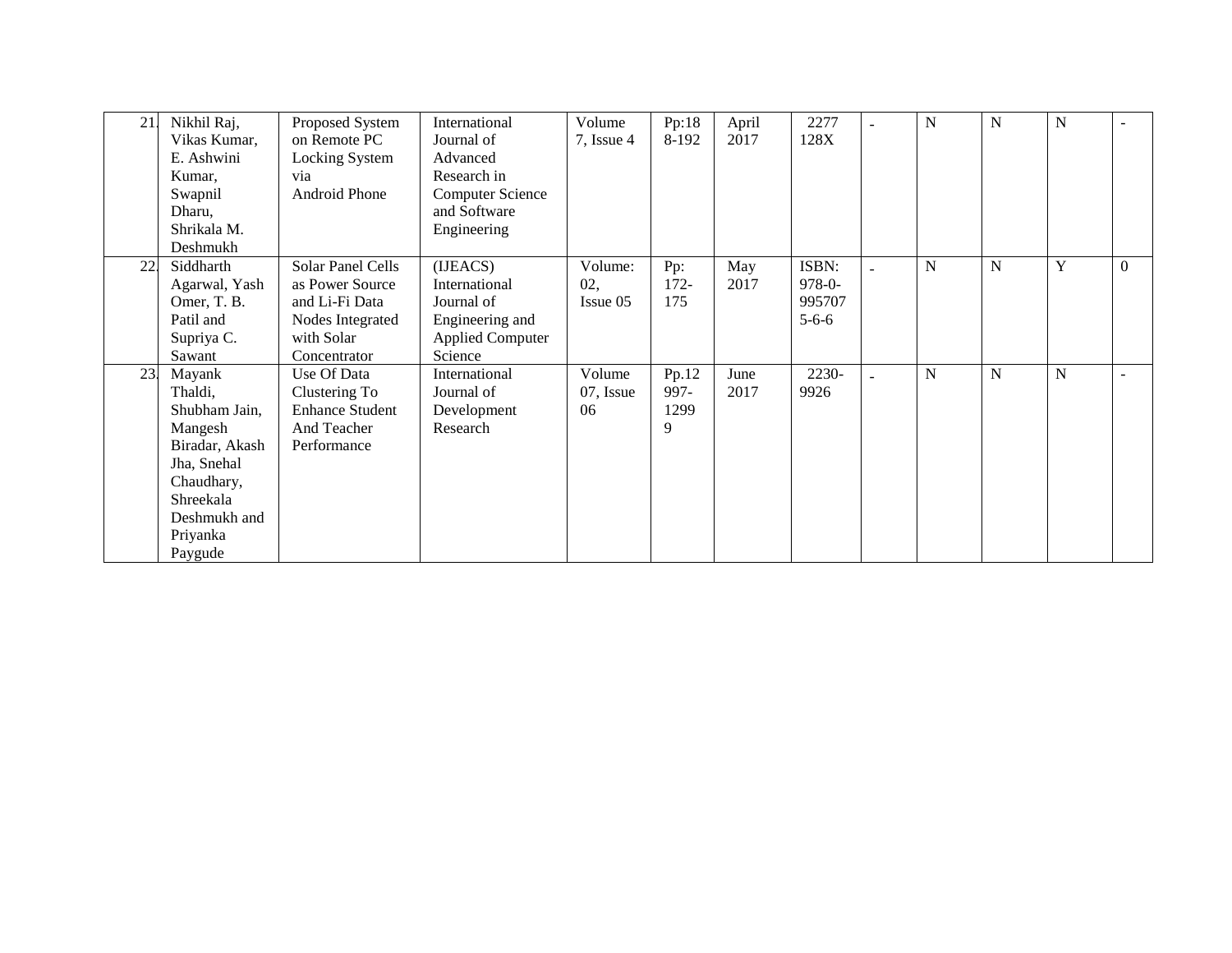| 21. | Nikhil Raj, Vikas Kumar, E. Ashwini Kumar, Swapnil Dharu, Shrikala M. Deshmukh | Proposed System on Remote PC Locking System via Android Phone | International Journal of Advanced Research in Computer Science and Software Engineering | Volume 7, Issue 4 | Pp:188-192 | April 2017 | 2277 128X | - | N | N | N | - |
|---|---|---|---|---|---|---|---|---|---|---|---|---|
| 22. | Siddharth Agarwal, Yash Omer, T. B. Patil and Supriya C. Sawant | Solar Panel Cells as Power Source and Li-Fi Data Nodes Integrated with Solar Concentrator | (IJEACS) International Journal of Engineering and Applied Computer Science | Volume: 02, Issue 05 | Pp: 172-175 | May 2017 | ISBN: 978-0-9957075-6-6 | - | N | N | Y | 0 |
| 23. | Mayank Thaldi, Shubham Jain, Mangesh Biradar, Akash Jha, Snehal Chaudhary, Shreekala Deshmukh and Priyanka Paygude | Use Of Data Clustering To Enhance Student And Teacher Performance | International Journal of Development Research | Volume 07, Issue 06 | Pp.12997-12999 | June 2017 | 2230-9926 | - | N | N | N | - |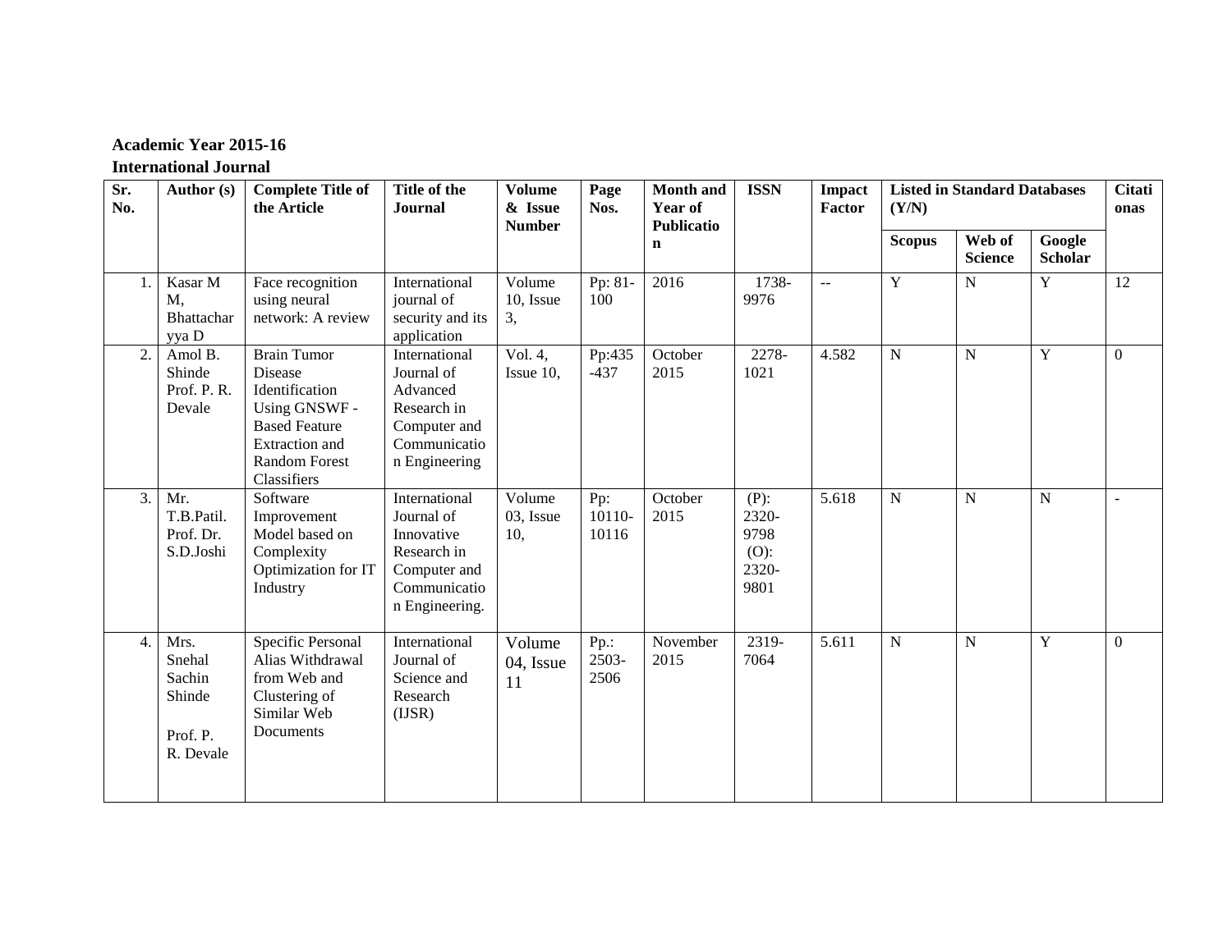**Academic Year 2015-16**

**International Journal**

| Sr. No. | Author (s) | Complete Title of the Article | Title of the Journal | Volume & Issue Number | Page Nos. | Month and Year of Publication | ISSN | Impact Factor | Listed in Standard Databases (Y/N) | | | Citationas |
|---|---|---|---|---|---|---|---|---|---|---|---|---|
| | | | | | | | | | Scopus | Web of Science | Google Scholar | |
| 1. | Kasar M M, Bhattacharyya D | Face recognition using neural network: A review | International journal of security and its application | Volume 10, Issue 3, | Pp: 81-100 | 2016 | 1738-9976 | -- | Y | N | Y | 12 |
| 2. | Amol B. Shinde Prof. P. R. Devale | Brain Tumor Disease Identification Using GNSWF - Based Feature Extraction and Random Forest Classifiers | International Journal of Advanced Research in Computer and Communication Engineering | Vol. 4, Issue 10, | Pp:435-437 | October 2015 | 2278-1021 | 4.582 | N | N | Y | 0 |
| 3. | Mr. T.B.Patil. Prof. Dr. S.D.Joshi | Software Improvement Model based on Complexity Optimization for IT Industry | International Journal of Innovative Research in Computer and Communication Engineering. | Volume 03, Issue 10, | Pp: 10110-10116 | October 2015 | (P): 2320-9798 (O): 2320-9801 | 5.618 | N | N | N | - |
| 4. | Mrs. Snehal Sachin Shinde Prof. P. R. Devale | Specific Personal Alias Withdrawal from Web and Clustering of Similar Web Documents | International Journal of Science and Research (IJSR) | Volume 04, Issue 11 | Pp.: 2503-2506 | November 2015 | 2319-7064 | 5.611 | N | N | Y | 0 |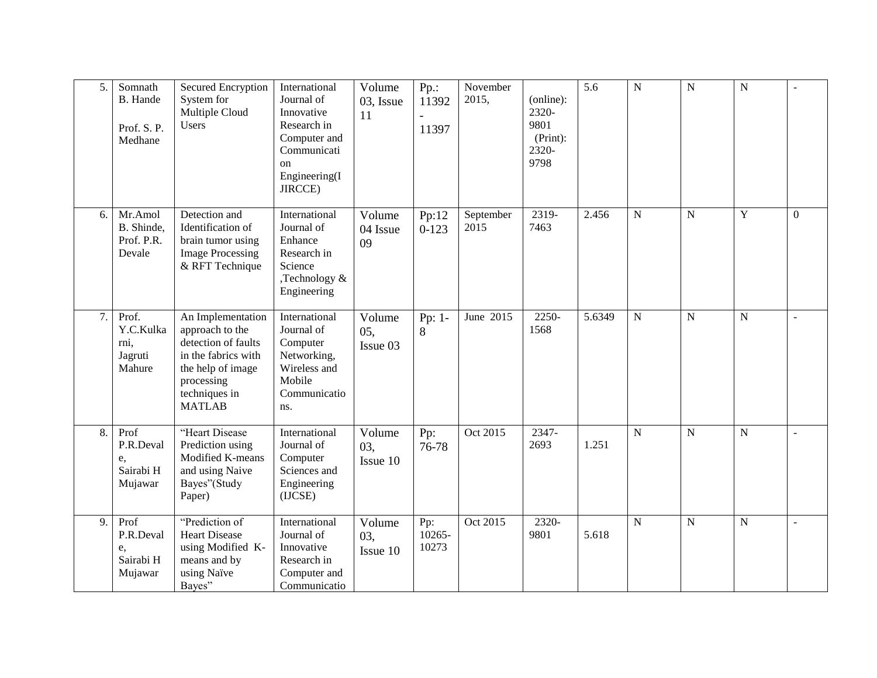| 5. | Somnath B. Hande<br><br>Prof. S. P. Medhane | Secured Encryption System for Multiple Cloud Users | International Journal of Innovative Research in Computer and Communication Engineering(IJIRCCE) | Volume 03, Issue 11 | Pp.: 11392 - 11397 | November 2015, | (online): 2320-9801 (Print): 2320-9798 | 5.6 | N | N | N | - |
|---|---|---|---|---|---|---|---|---|---|---|---|---|
| 6. | Mr.Amol B. Shinde, Prof. P.R. Devale | Detection and Identification of brain tumor using Image Processing & RFT Technique | International Journal of Enhance Research in Science ,Technology & Engineering | Volume 04 Issue 09 | Pp:120-123 | September 2015 | 2319-7463 | 2.456 | N | N | Y | 0 |
| 7. | Prof. Y.C.Kulkarni, Jagruti Mahure | An Implementation approach to the detection of faults in the fabrics with the help of image processing techniques in MATLAB | International Journal of Computer Networking, Wireless and Mobile Communications. | Volume 05, Issue 03 | Pp: 1-8 | June 2015 | 2250-1568 | 5.6349 | N | N | N | - |
| 8. | Prof P.R.Devale, Sairabi H Mujawar | "Heart Disease Prediction using Modified K-means and using Naive Bayes"(Study Paper) | International Journal of Computer Sciences and Engineering (IJCSE) | Volume 03, Issue 10 | Pp: 76-78 | Oct 2015 | 2347-2693 | 1.251 | N | N | N | - |
| 9. | Prof P.R.Devale, Sairabi H Mujawar | "Prediction of Heart Disease using Modified K-means and by using Naïve Bayes" | International Journal of Innovative Research in Computer and Communicatio | Volume 03, Issue 10 | Pp: 10265-10273 | Oct 2015 | 2320-9801 | 5.618 | N | N | N | - |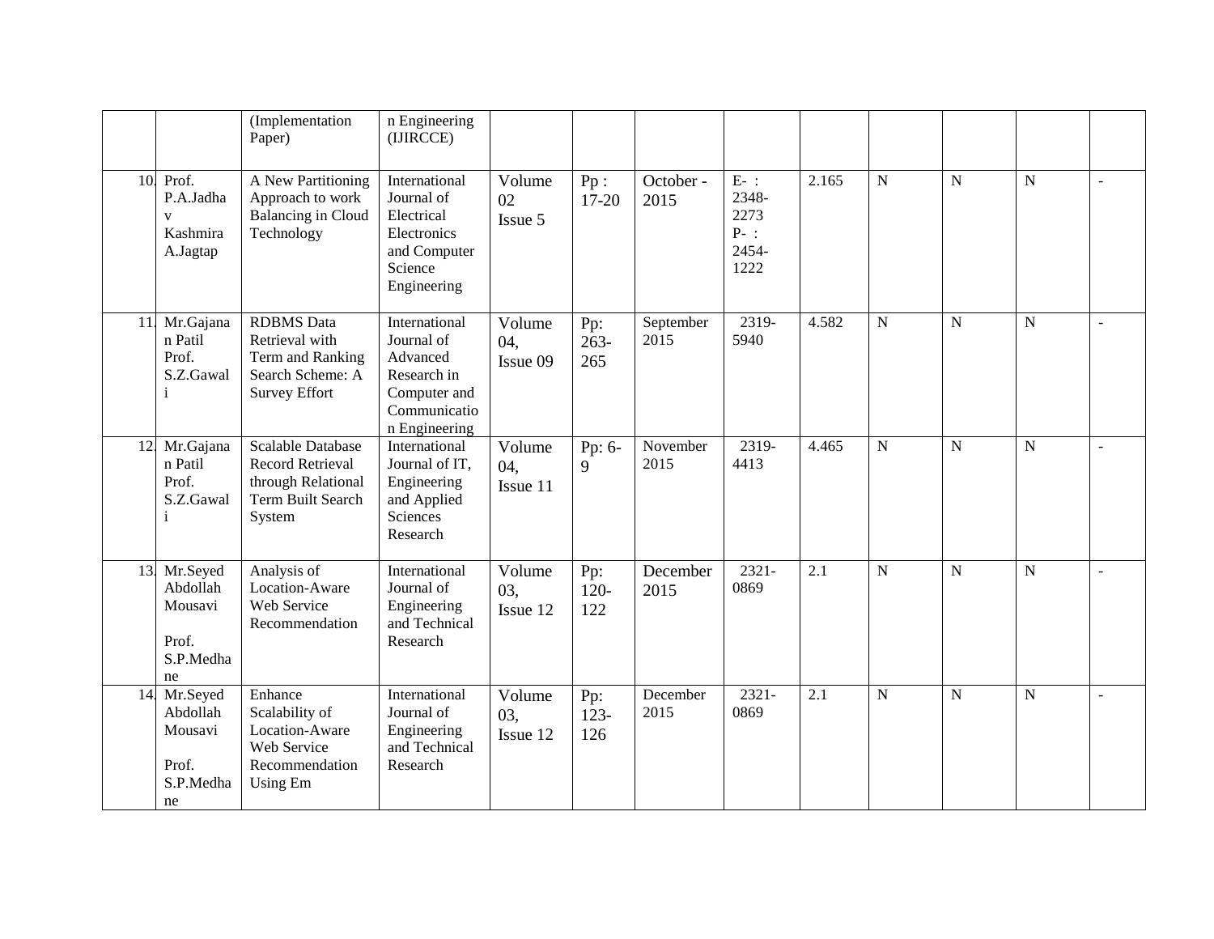|  |  | (Implementation Paper) | n Engineering (IJIRCCE) |  |  |  |  |  |  |  |  |  |
|---|---|---|---|---|---|---|---|---|---|---|---|---|
| 10. | Prof. P.A.Jadhav Kashmira A.Jagtap | A New Partitioning Approach to work Balancing in Cloud Technology | International Journal of Electrical Electronics and Computer Science Engineering | Volume 02 Issue 5 | Pp : 17-20 | October - 2015 | E- : 2348-2273 P- : 2454-1222 | 2.165 | N | N | N | - |
| 11. | Mr.Gajanan Patil Prof. S.Z.Gawali | RDBMS Data Retrieval with Term and Ranking Search Scheme: A Survey Effort | International Journal of Advanced Research in Computer and Communication Engineering | Volume 04, Issue 09 | Pp: 263-265 | September 2015 | 2319-5940 | 4.582 | N | N | N | - |
| 12. | Mr.Gajanan Patil Prof. S.Z.Gawali | Scalable Database Record Retrieval through Relational Term Built Search System | International Journal of IT, Engineering and Applied Sciences Research | Volume 04, Issue 11 | Pp: 6-9 | November 2015 | 2319-4413 | 4.465 | N | N | N | - |
| 13. | Mr.Seyed Abdollah Mousavi Prof. S.P.Medhane | Analysis of Location-Aware Web Service Recommendation | International Journal of Engineering and Technical Research | Volume 03, Issue 12 | Pp: 120-122 | December 2015 | 2321-0869 | 2.1 | N | N | N | - |
| 14. | Mr.Seyed Abdollah Mousavi Prof. S.P.Medhane | Enhance Scalability of Location-Aware Web Service Recommendation Using Em | International Journal of Engineering and Technical Research | Volume 03, Issue 12 | Pp: 123-126 | December 2015 | 2321-0869 | 2.1 | N | N | N | - |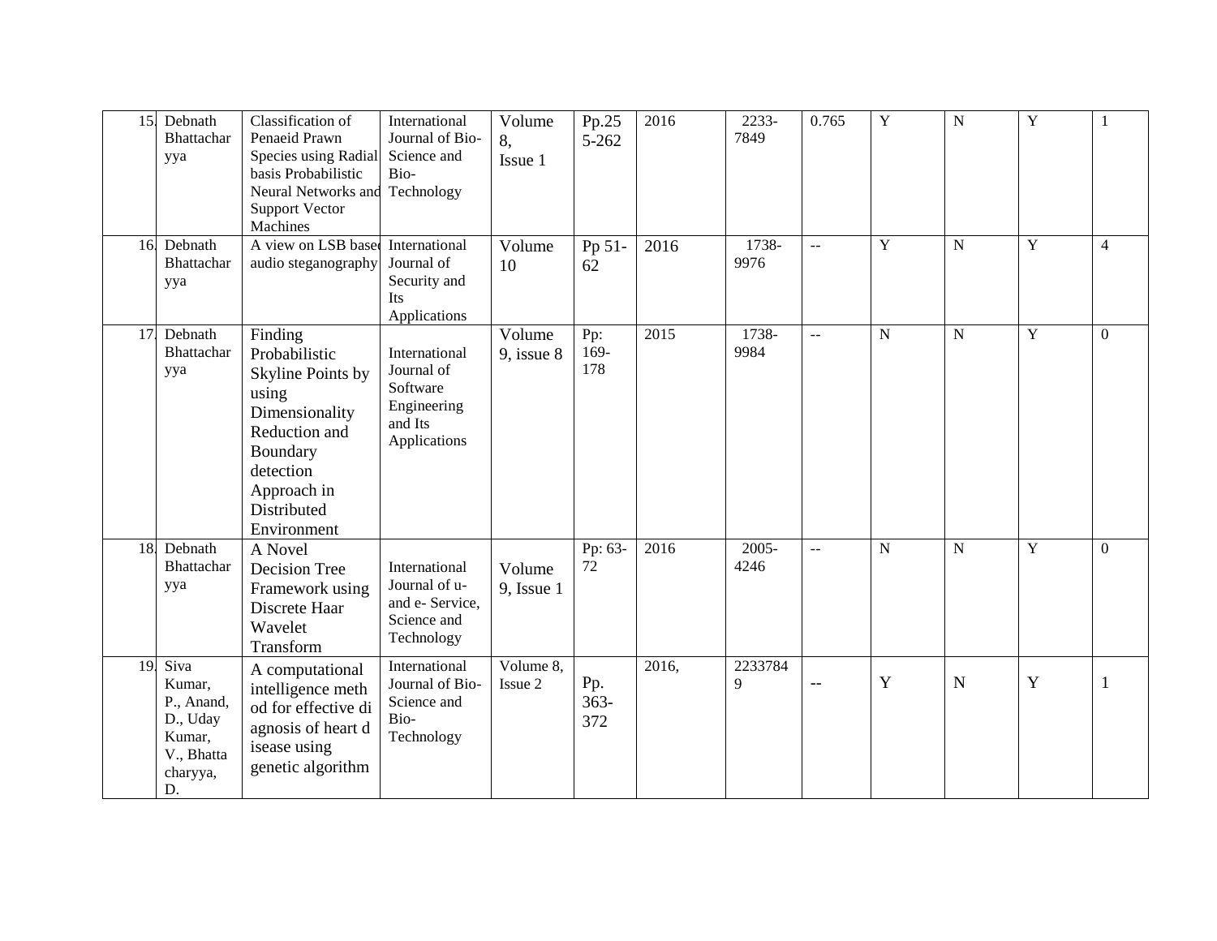| 15. | Debnath Bhattacharyya | Classification of Penaeid Prawn Species using Radial basis Probabilistic Neural Networks and Support Vector Machines | International Journal of Bio-Science and Bio-Technology | Volume 8, Issue 1 | Pp.255-262 | 2016 | 2233-7849 | 0.765 | Y | N | Y | 1 |
|---|---|---|---|---|---|---|---|---|---|---|---|---|
| 16. | Debnath Bhattacharyya | A view on LSB based audio steganography | International Journal of Security and Its Applications | Volume 10 | Pp 51-62 | 2016 | 1738-9976 | -- | Y | N | Y | 4 |
| 17. | Debnath Bhattacharyya | Finding Probabilistic Skyline Points by using Dimensionality Reduction and Boundary detection Approach in Distributed Environment | International Journal of Software Engineering and Its Applications | Volume 9, issue 8 | Pp: 169-178 | 2015 | 1738-9984 | -- | N | N | Y | 0 |
| 18. | Debnath Bhattacharyya | A Novel Decision Tree Framework using Discrete Haar Wavelet Transform | International Journal of u- and e- Service, Science and Technology | Volume 9, Issue 1 | Pp: 63-72 | 2016 | 2005-4246 | -- | N | N | Y | 0 |
| 19. | Siva Kumar, P., Anand, D., Uday Kumar, V., Bhattacharyya, D. | A computational intelligence method for effective diagnosis of heart disease using genetic algorithm | International Journal of Bio-Science and Bio-Technology | Volume 8, Issue 2 | Pp. 363-372 | 2016, | 22337849 | -- | Y | N | Y | 1 |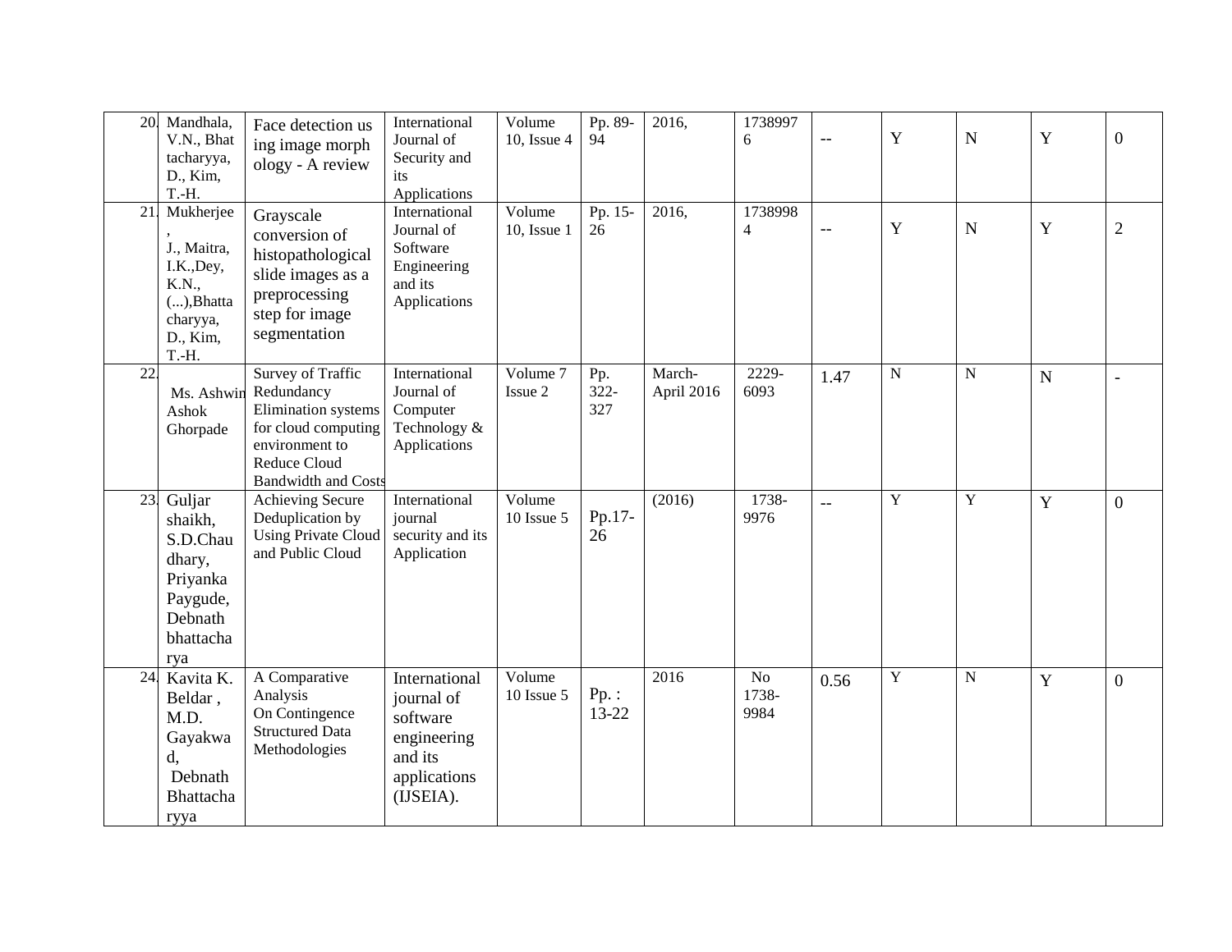| 20. | Mandhala, V.N., Bhattacharyya, D., Kim, T.-H. | Face detection using image morphology - A review | International Journal of Security and its Applications | Volume 10, Issue 4 | Pp. 89-94 | 2016, | 17389976 | -- | Y | N | Y | 0 |
|---|---|---|---|---|---|---|---|---|---|---|---|---|
| 21. | Mukherjee, J., Maitra, I.K.,Dey, K.N., (...),Bhattacharyya, D., Kim, T.-H. | Grayscale conversion of histopathological slide images as a preprocessing step for image segmentation | International Journal of Software Engineering and its Applications | Volume 10, Issue 1 | Pp. 15-26 | 2016, | 17389984 | -- | Y | N | Y | 2 |
| 22. | Ms. Ashwini Ashok Ghorpade | Survey of Traffic Redundancy Elimination systems for cloud computing environment to Reduce Cloud Bandwidth and Costs | International Journal of Computer Technology & Applications | Volume 7 Issue 2 | Pp. 322-327 | March-April 2016 | 2229-6093 | 1.47 | N | N | N | - |
| 23. | Guljar shaikh, S.D.Chaudhary, Priyanka Paygude, Debnath bhattacharya | Achieving Secure Deduplication by Using Private Cloud and Public Cloud | International journal security and its Application | Volume 10 Issue 5 | Pp.17-26 | (2016) | 1738-9976 | -- | Y | Y | Y | 0 |
| 24. | Kavita K. Beldar , M.D. Gayakwad, Debnath Bhattacharyya | A Comparative Analysis On Contingence Structured Data Methodologies | International journal of software engineering and its applications (IJSEIA). | Volume 10 Issue 5 | Pp. : 13-22 | 2016 | No 1738-9984 | 0.56 | Y | N | Y | 0 |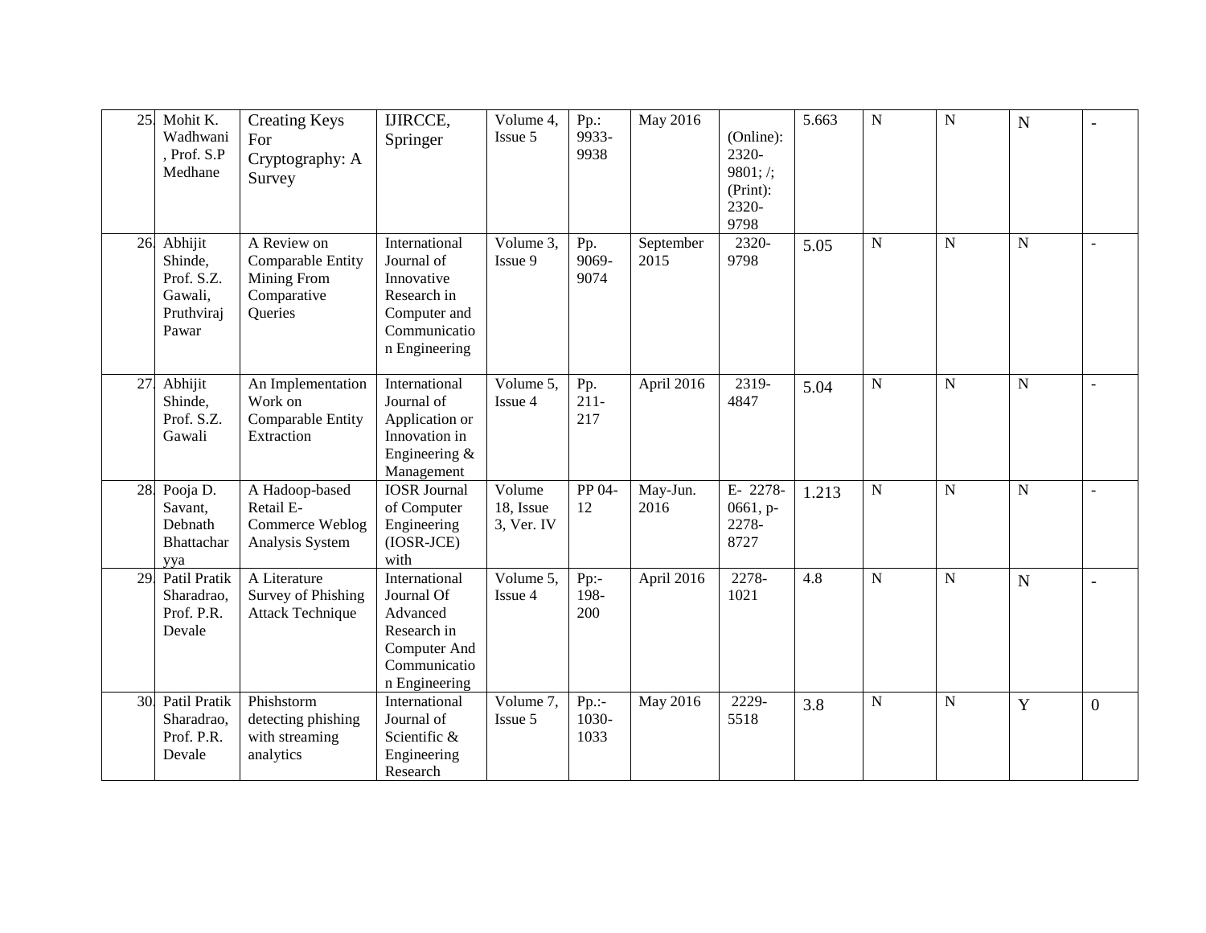| 25. | Mohit K. Wadhwani, Prof. S.P Medhane | Creating Keys For Cryptography: A Survey | IJIRCCE, Springer | Volume 4, Issue 5 | Pp.: 9933-9938 | May 2016 | (Online): 2320-9801; /; (Print): 2320-9798 | 5.663 | N | N | N | - |
|---|---|---|---|---|---|---|---|---|---|---|---|---|
| 26. | Abhijit Shinde, Prof. S.Z. Gawali, Pruthviraj Pawar | A Review on Comparable Entity Mining From Comparative Queries | International Journal of Innovative Research in Computer and Communication Engineering | Volume 3, Issue 9 | Pp. 9069-9074 | September 2015 | 2320-9798 | 5.05 | N | N | N | - |
| 27. | Abhijit Shinde, Prof. S.Z. Gawali | An Implementation Work on Comparable Entity Extraction | International Journal of Application or Innovation in Engineering & Management | Volume 5, Issue 4 | Pp. 211-217 | April 2016 | 2319-4847 | 5.04 | N | N | N | - |
| 28. | Pooja D. Savant, Debnath Bhattacharyya | A Hadoop-based Retail E-Commerce Weblog Analysis System | IOSR Journal of Computer Engineering (IOSR-JCE) with | Volume 18, Issue 3, Ver. IV | PP 04-12 | May-Jun. 2016 | E- 2278-0661, p-2278-8727 | 1.213 | N | N | N | - |
| 29. | Patil Pratik Sharadrao, Prof. P.R. Devale | A Literature Survey of Phishing Attack Technique | International Journal Of Advanced Research in Computer And Communication Engineering | Volume 5, Issue 4 | Pp:- 198-200 | April 2016 | 2278-1021 | 4.8 | N | N | N | - |
| 30. | Patil Pratik Sharadrao, Prof. P.R. Devale | Phishstorm detecting phishing with streaming analytics | International Journal of Scientific & Engineering Research | Volume 7, Issue 5 | Pp.:- 1030-1033 | May 2016 | 2229-5518 | 3.8 | N | N | Y | 0 |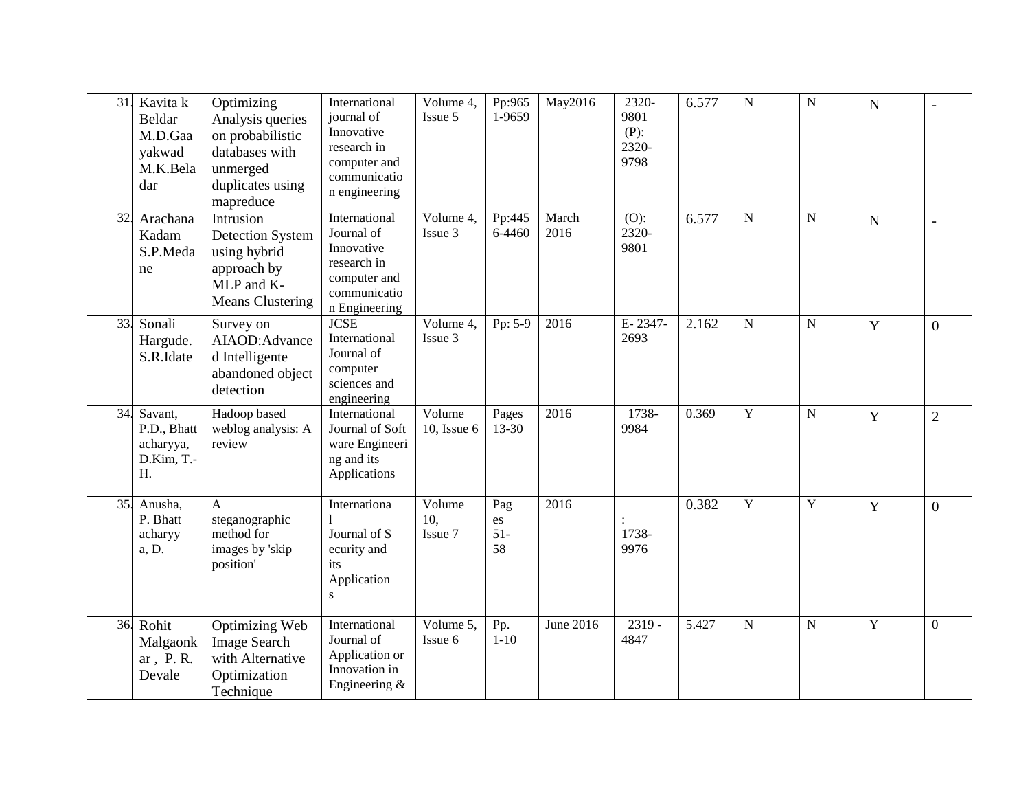| 31. | Kavita k Beldar M.D.Gaayakwad M.K.Beladar | Optimizing Analysis queries on probabilistic databases with unmerged duplicates using mapreduce | International journal of Innovative research in computer and communication engineering | Volume 4, Issue 5 | Pp:9651-9659 | May2016 | 2320-9801 (P): 2320-9798 | 6.577 | N | N | N | - |
|---|---|---|---|---|---|---|---|---|---|---|---|---|
| 32. | Arachana Kadam S.P.Medane | Intrusion Detection System using hybrid approach by MLP and K-Means Clustering | International Journal of Innovative research in computer and communication Engineering | Volume 4, Issue 3 | Pp:4456-4460 | March 2016 | (O): 2320-9801 | 6.577 | N | N | N | - |
| 33. | Sonali Hargude. S.R.Idate | Survey on AIAOD:Advanced Intelligente abandoned object detection | JCSE International Journal of computer sciences and engineering | Volume 4, Issue 3 | Pp: 5-9 | 2016 | E- 2347-2693 | 2.162 | N | N | Y | 0 |
| 34. | Savant, P.D., Bhattacharyya, D.Kim, T.-H. | Hadoop based weblog analysis: A review | International Journal of Software Engineering and its Applications | Volume 10, Issue 6 | Pages 13-30 | 2016 | 1738-9984 | 0.369 | Y | N | Y | 2 |
| 35. | Anusha, P. Bhattacharyya, D. | A steganographic method for images by 'skip position' | International Journal of Security and its Applications | Volume 10, Issue 7 | Pages 51-58 | 2016 | : 1738-9976 | 0.382 | Y | Y | Y | 0 |
| 36. | Rohit Malgaonkar , P. R. Devale | Optimizing Web Image Search with Alternative Optimization Technique | International Journal of Application or Innovation in Engineering & | Volume 5, Issue 6 | Pp. 1-10 | June 2016 | 2319 - 4847 | 5.427 | N | N | Y | 0 |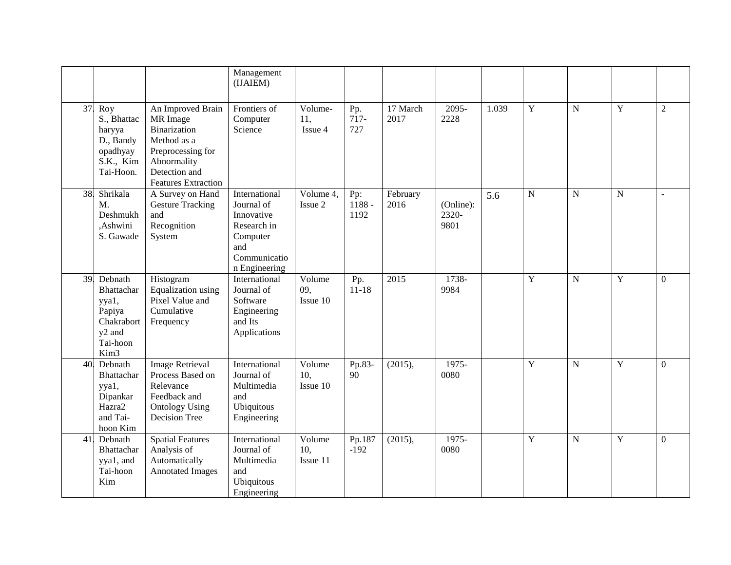| | | | | | | | | | | | | |
|---|---|---|---|---|---|---|---|---|---|---|---|---|
| | | | Management (IJAIEM) | | | | | | | | | |
| 37. | Roy S., Bhattacharyya D., Bandyopadhyay S.K., Kim Tai-Hoon. | An Improved Brain MR Image Binarization Method as a Preprocessing for Abnormality Detection and Features Extraction | Frontiers of Computer Science | Volume-11, Issue 4 | Pp. 717-727 | 17 March 2017 | 2095-2228 | 1.039 | Y | N | Y | 2 |
| 38. | Shrikala M. Deshmukh ,Ashwini S. Gawade | A Survey on Hand Gesture Tracking and Recognition System | International Journal of Innovative Research in Computer and Communication Engineering | Volume 4, Issue 2 | Pp: 1188 - 1192 | February 2016 | (Online): 2320-9801 | 5.6 | N | N | N | - |
| 39. | Debnath Bhattacharyya1, Papiya Chakraborty2 and Tai-hoon Kim3 | Histogram Equalization using Pixel Value and Cumulative Frequency | International Journal of Software Engineering and Its Applications | Volume 09, Issue 10 | Pp. 11-18 | 2015 | 1738-9984 | | Y | N | Y | 0 |
| 40. | Debnath Bhattacharyya1, Dipankar Hazra2 and Tai-hoon Kim | Image Retrieval Process Based on Relevance Feedback and Ontology Using Decision Tree | International Journal of Multimedia and Ubiquitous Engineering | Volume 10, Issue 10 | Pp.83-90 | (2015), | 1975-0080 | | Y | N | Y | 0 |
| 41. | Debnath Bhattacharyya1, and Tai-hoon Kim | Spatial Features Analysis of Automatically Annotated Images | International Journal of Multimedia and Ubiquitous Engineering | Volume 10, Issue 11 | Pp.187-192 | (2015), | 1975-0080 | | Y | N | Y | 0 |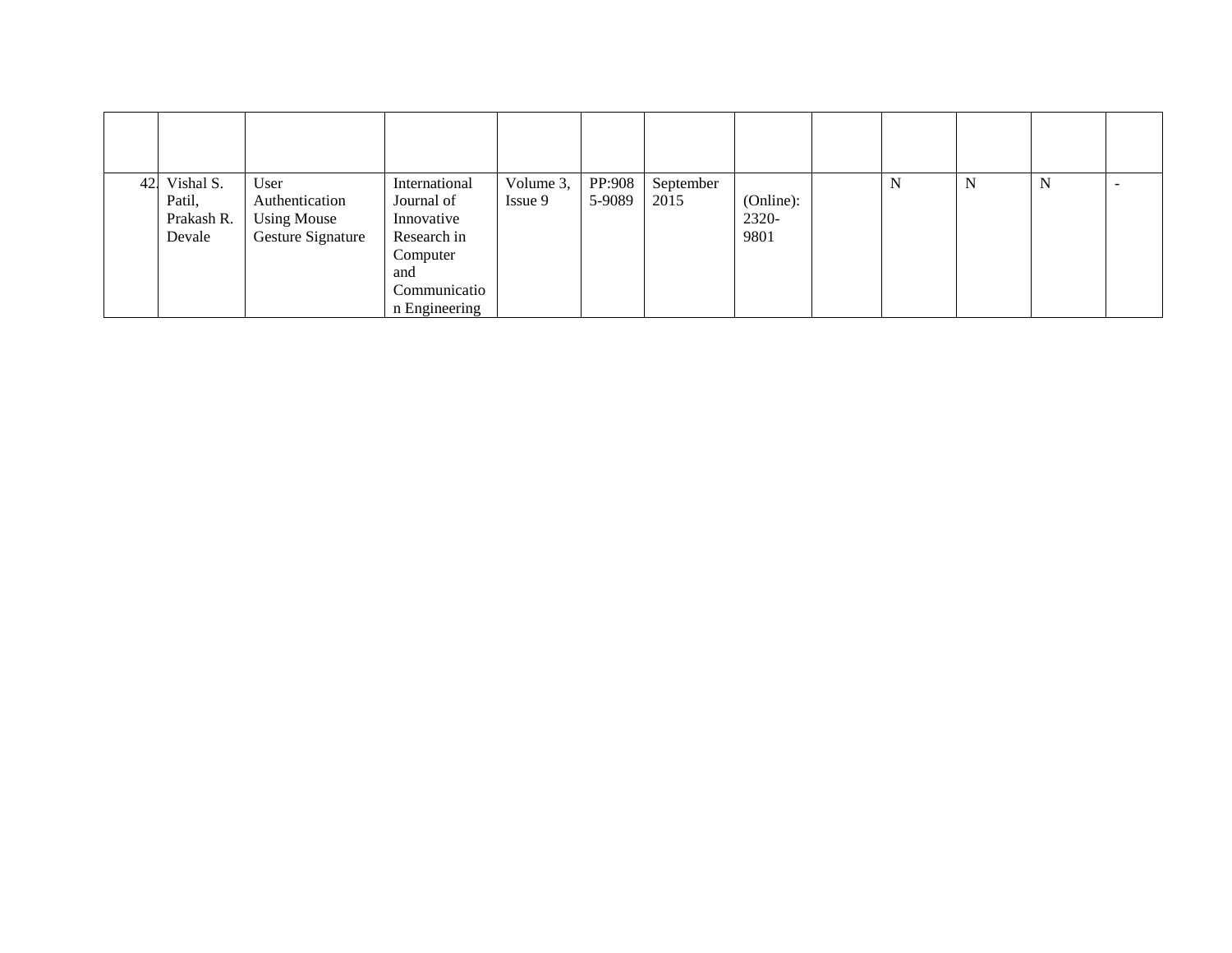| | | | | | | | | | | | | |
|---|---|---|---|---|---|---|---|---|---|---|---|---|
| 42. | Vishal S. Patil, Prakash R. Devale | User Authentication Using Mouse Gesture Signature | International Journal of Innovative Research in Computer and Communication Engineering | Volume 3, Issue 9 | PP:9085-9089 | September 2015 | (Online): 2320-9801 | | N | N | N | - |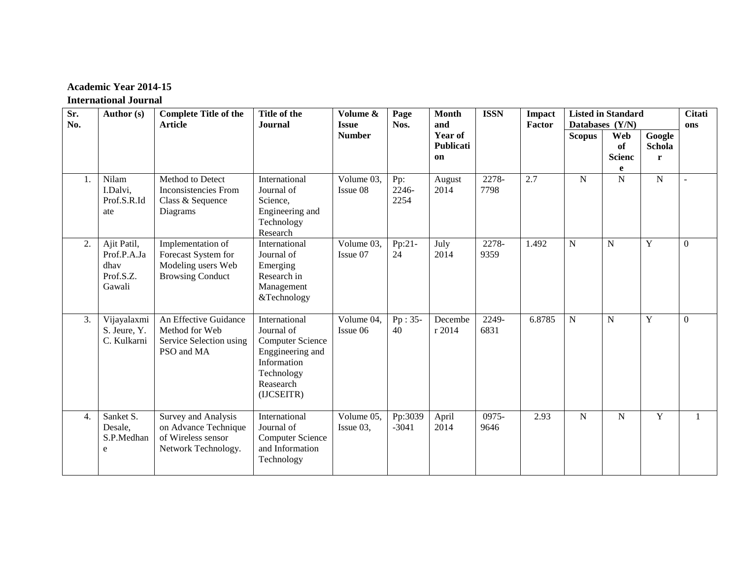**Academic Year 2014-15**

**International Journal**

| Sr. No. | Author (s) | Complete Title of the Article | Title of the Journal | Volume & Issue Number | Page Nos. | Month and Year of Publication | ISSN | Impact Factor | Listed in Standard Databases (Y/N) | | | Citations |
|---|---|---|---|---|---|---|---|---|---|---|---|---|
| | | | | | | | | | Scopus | Web of Science | Google Scholar | |
| 1. | Nilam I.Dalvi, Prof.S.R.Idate | Method to Detect Inconsistencies From Class & Sequence Diagrams | International Journal of Science, Engineering and Technology Research | Volume 03, Issue 08 | Pp: 2246-2254 | August 2014 | 2278-7798 | 2.7 | N | N | N | - |
| 2. | Ajit Patil, Prof.P.A.Jadhav Prof.S.Z. Gawali | Implementation of Forecast System for Modeling users Web Browsing Conduct | International Journal of Emerging Research in Management &Technology | Volume 03, Issue 07 | Pp:21-24 | July 2014 | 2278-9359 | 1.492 | N | N | Y | 0 |
| 3. | Vijayalaxmi S. Jeure, Y. C. Kulkarni | An Effective Guidance Method for Web Service Selection using PSO and MA | International Journal of Computer Science Enggineering and Information Technology Reasearch (IJCSEITR) | Volume 04, Issue 06 | Pp : 35-40 | December 2014 | 2249-6831 | 6.8785 | N | N | Y | 0 |
| 4. | Sanket S. Desale, S.P.Medhane | Survey and Analysis on Advance Technique of Wireless sensor Network Technology. | International Journal of Computer Science and Information Technology | Volume 05, Issue 03, | Pp:3039-3041 | April 2014 | 0975-9646 | 2.93 | N | N | Y | 1 |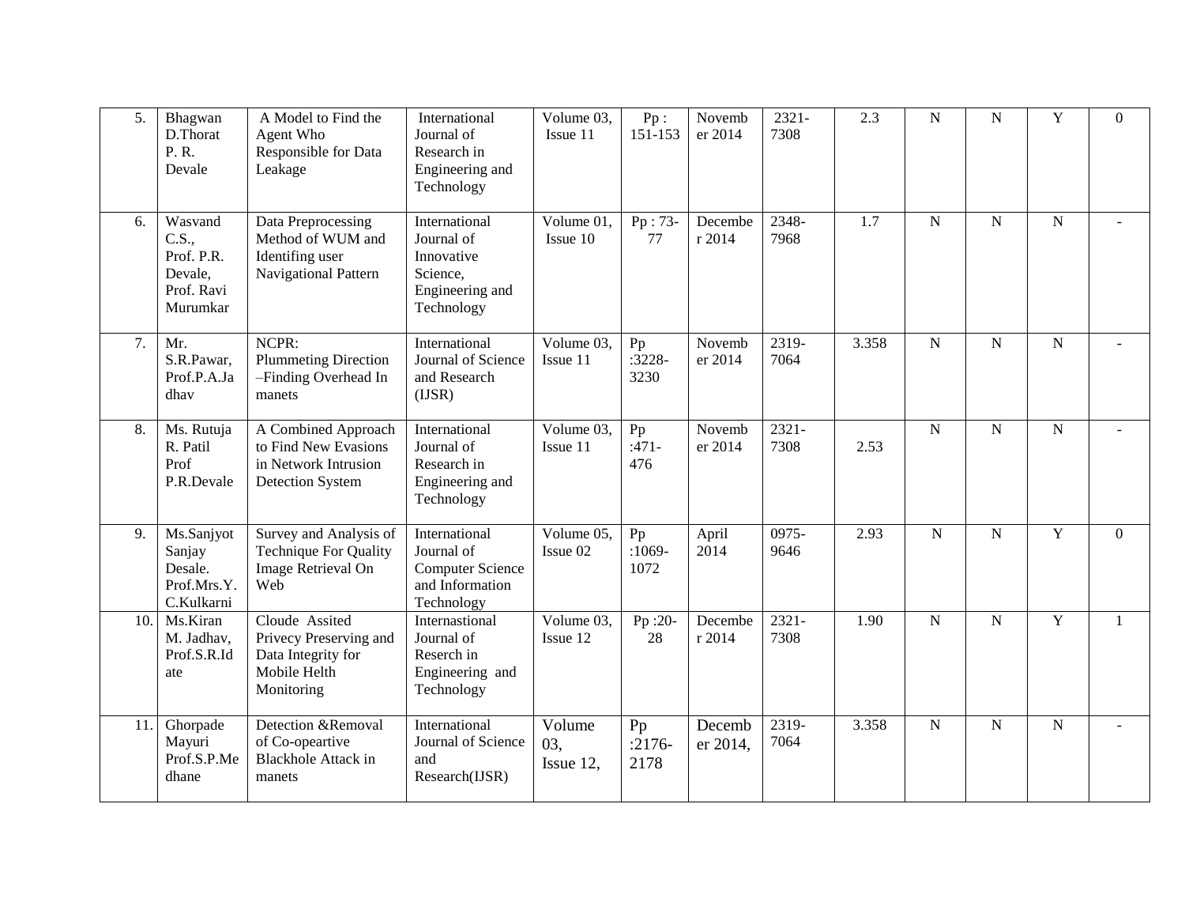| 5. | Bhagwan D.Thorat P. R. Devale | A Model to Find the Agent Who Responsible for Data Leakage | International Journal of Research in Engineering and Technology | Volume 03, Issue 11 | Pp : 151-153 | November 2014 | 2321-7308 | 2.3 | N | N | Y | 0 |
|---|---|---|---|---|---|---|---|---|---|---|---|---|
| 6. | Wasvand C.S., Prof. P.R. Devale, Prof. Ravi Murumkar | Data Preprocessing Method of WUM and Identifing user Navigational Pattern | International Journal of Innovative Science, Engineering and Technology | Volume 01, Issue 10 | Pp : 73-77 | December 2014 | 2348-7968 | 1.7 | N | N | N | - |
| 7. | Mr. S.R.Pawar, Prof.P.A.Jadhav | NCPR: Plummeting Direction –Finding Overhead In manets | International Journal of Science and Research (IJSR) | Volume 03, Issue 11 | Pp :3228-3230 | November 2014 | 2319-7064 | 3.358 | N | N | N | - |
| 8. | Ms. Rutuja R. Patil Prof P.R.Devale | A Combined Approach to Find New Evasions in Network Intrusion Detection System | International Journal of Research in Engineering and Technology | Volume 03, Issue 11 | Pp :471-476 | November 2014 | 2321-7308 | 2.53 | N | N | N | - |
| 9. | Ms.Sanjyot Sanjay Desale. Prof.Mrs.Y. C.Kulkarni | Survey and Analysis of Technique For Quality Image Retrieval On Web | International Journal of Computer Science and Information Technology | Volume 05, Issue 02 | Pp :1069-1072 | April 2014 | 0975-9646 | 2.93 | N | N | Y | 0 |
| 10. | Ms.Kiran M. Jadhav, Prof.S.R.Idate | Cloude Assited Privecy Preserving and Data Integrity for Mobile Helth Monitoring | Internastional Journal of Reserch in Engineering and Technology | Volume 03, Issue 12 | Pp :20-28 | December 2014 | 2321-7308 | 1.90 | N | N | Y | 1 |
| 11. | Ghorpade Mayuri Prof.S.P.Medhane | Detection &Removal of Co-opeartive Blackhole Attack in manets | International Journal of Science and Research(IJSR) | Volume 03, Issue 12, | Pp :2176-2178 | December 2014, | 2319-7064 | 3.358 | N | N | N | - |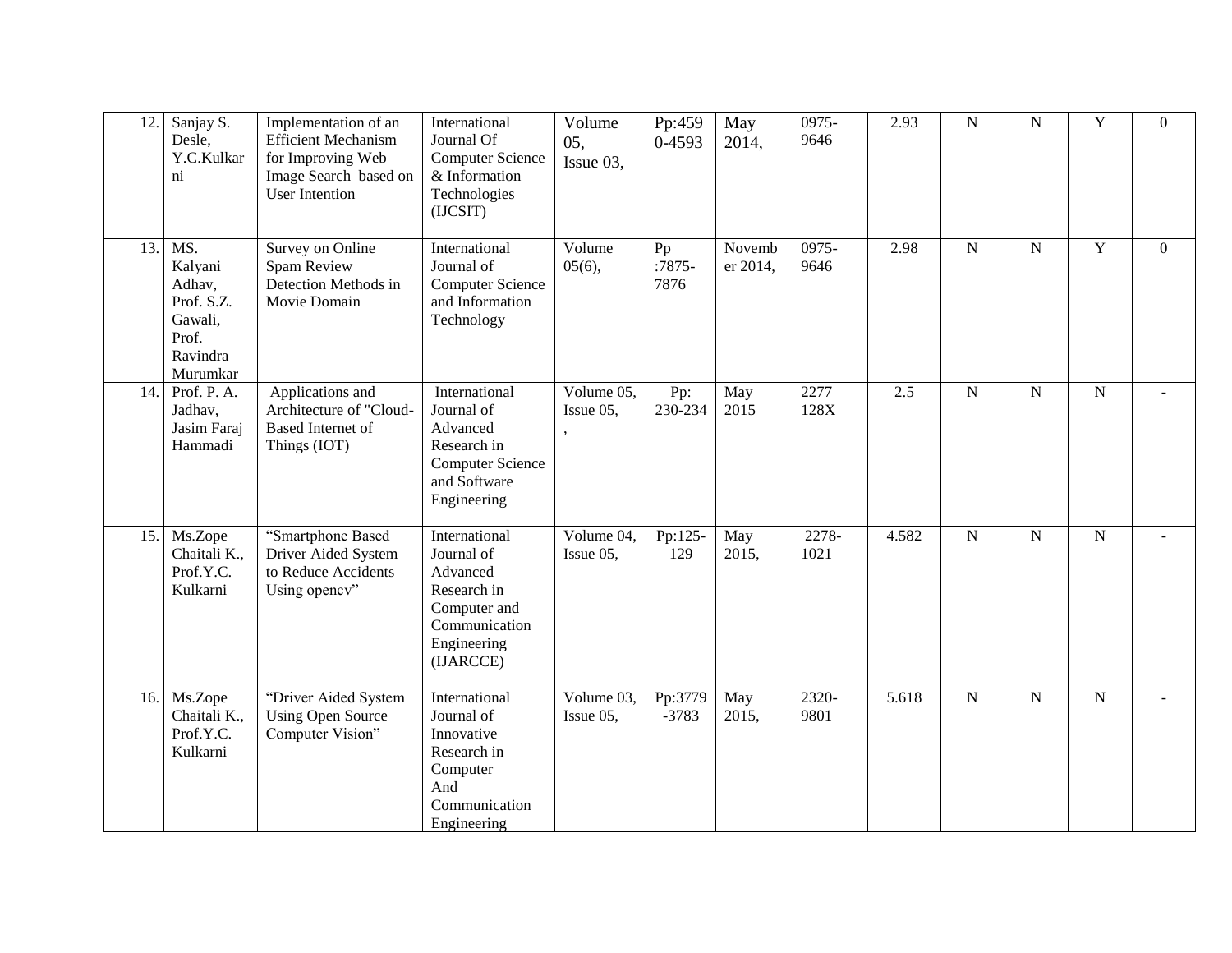| 12. | Sanjay S. Desle, Y.C.Kulkarni | Implementation of an Efficient Mechanism for Improving Web Image Search based on User Intention | International Journal Of Computer Science & Information Technologies (IJCSIT) | Volume 05, Issue 03, | Pp:4590-4593 | May 2014, | 0975-9646 | 2.93 | N | N | Y | 0 |
|---|---|---|---|---|---|---|---|---|---|---|---|---|
| 13. | MS. Kalyani Adhav, Prof. S.Z. Gawali, Prof. Ravindra Murumkar | Survey on Online Spam Review Detection Methods in Movie Domain | International Journal of Computer Science and Information Technology | Volume 05(6), | Pp :7875-7876 | November 2014, | 0975-9646 | 2.98 | N | N | Y | 0 |
| 14. | Prof. P. A. Jadhav, Jasim Faraj Hammadi | Applications and Architecture of "Cloud-Based Internet of Things (IOT) | International Journal of Advanced Research in Computer Science and Software Engineering | Volume 05, Issue 05, , | Pp: 230-234 | May 2015 | 2277 128X | 2.5 | N | N | N | - |
| 15. | Ms.Zope Chaitali K., Prof.Y.C. Kulkarni | "Smartphone Based Driver Aided System to Reduce Accidents Using opencv" | International Journal of Advanced Research in Computer and Communication Engineering (IJARCCE) | Volume 04, Issue 05, | Pp:125-129 | May 2015, | 2278-1021 | 4.582 | N | N | N | - |
| 16. | Ms.Zope Chaitali K., Prof.Y.C. Kulkarni | "Driver Aided System Using Open Source Computer Vision" | International Journal of Innovative Research in Computer And Communication Engineering | Volume 03, Issue 05, | Pp:3779-3783 | May 2015, | 2320-9801 | 5.618 | N | N | N | - |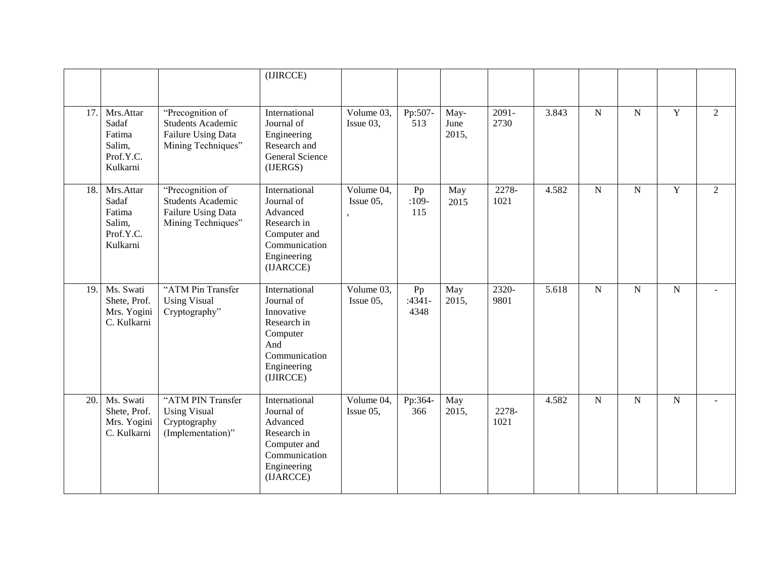| | | | | | | | | | | | | |
|---|---|---|---|---|---|---|---|---|---|---|---|---|
| | | | (IJIRCCE) | | | | | | | | | |
| 17. | Mrs.Attar Sadaf Fatima Salim, Prof.Y.C. Kulkarni | "Precognition of Students Academic Failure Using Data Mining Techniques" | International Journal of Engineering Research and General Science (IJERGS) | Volume 03, Issue 03, | Pp:507-513 | May-June 2015, | 2091-2730 | 3.843 | N | N | Y | 2 |
| 18. | Mrs.Attar Sadaf Fatima Salim, Prof.Y.C. Kulkarni | "Precognition of Students Academic Failure Using Data Mining Techniques" | International Journal of Advanced Research in Computer and Communication Engineering (IJARCCE) | Volume 04, Issue 05, , | Pp :109-115 | May 2015 | 2278-1021 | 4.582 | N | N | Y | 2 |
| 19. | Ms. Swati Shete, Prof. Mrs. Yogini C. Kulkarni | "ATM Pin Transfer Using Visual Cryptography" | International Journal of Innovative Research in Computer And Communication Engineering (IJIRCCE) | Volume 03, Issue 05, | Pp :4341-4348 | May 2015, | 2320-9801 | 5.618 | N | N | N | - |
| 20. | Ms. Swati Shete, Prof. Mrs. Yogini C. Kulkarni | "ATM PIN Transfer Using Visual Cryptography (Implementation)" | International Journal of Advanced Research in Computer and Communication Engineering (IJARCCE) | Volume 04, Issue 05, | Pp:364-366 | May 2015, | 2278-1021 | 4.582 | N | N | N | - |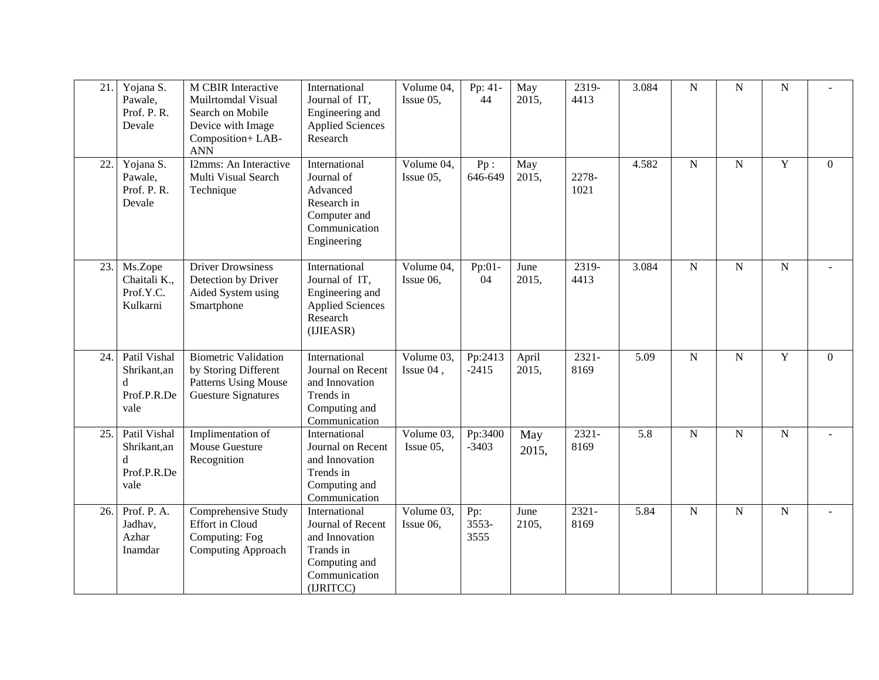| 21. | Yojana S. Pawale, Prof. P. R. Devale | M CBIR Interactive Muilrtomdal Visual Search on Mobile Device with Image Composition+ LAB-ANN | International Journal of IT, Engineering and Applied Sciences Research | Volume 04, Issue 05, | Pp: 41-44 | May 2015, | 2319-4413 | 3.084 | N | N | N | - |
|---|---|---|---|---|---|---|---|---|---|---|---|---|
| 22. | Yojana S. Pawale, Prof. P. R. Devale | I2mms: An Interactive Multi Visual Search Technique | International Journal of Advanced Research in Computer and Communication Engineering | Volume 04, Issue 05, | Pp : 646-649 | May 2015, | 2278-1021 | 4.582 | N | N | Y | 0 |
| 23. | Ms.Zope Chaitali K., Prof.Y.C. Kulkarni | Driver Drowsiness Detection by Driver Aided System using Smartphone | International Journal of IT, Engineering and Applied Sciences Research (IJIEASR) | Volume 04, Issue 06, | Pp:01-04 | June 2015, | 2319-4413 | 3.084 | N | N | N | - |
| 24. | Patil Vishal Shrikant,and Prof.P.R.Devale | Biometric Validation by Storing Different Patterns Using Mouse Guesture Signatures | International Journal on Recent and Innovation Trends in Computing and Communication | Volume 03, Issue 04 , | Pp:2413-2415 | April 2015, | 2321-8169 | 5.09 | N | N | Y | 0 |
| 25. | Patil Vishal Shrikant,and Prof.P.R.Devale | Implimentation of Mouse Guesture Recognition | International Journal on Recent and Innovation Trends in Computing and Communication | Volume 03, Issue 05, | Pp:3400-3403 | May 2015, | 2321-8169 | 5.8 | N | N | N | - |
| 26. | Prof. P. A. Jadhav, Azhar Inamdar | Comprehensive Study Effort in Cloud Computing: Fog Computing Approach | International Journal of Recent and Innovation Trands in Computing and Communication (IJRITCC) | Volume 03, Issue 06, | Pp: 3553-3555 | June 2105, | 2321-8169 | 5.84 | N | N | N | - |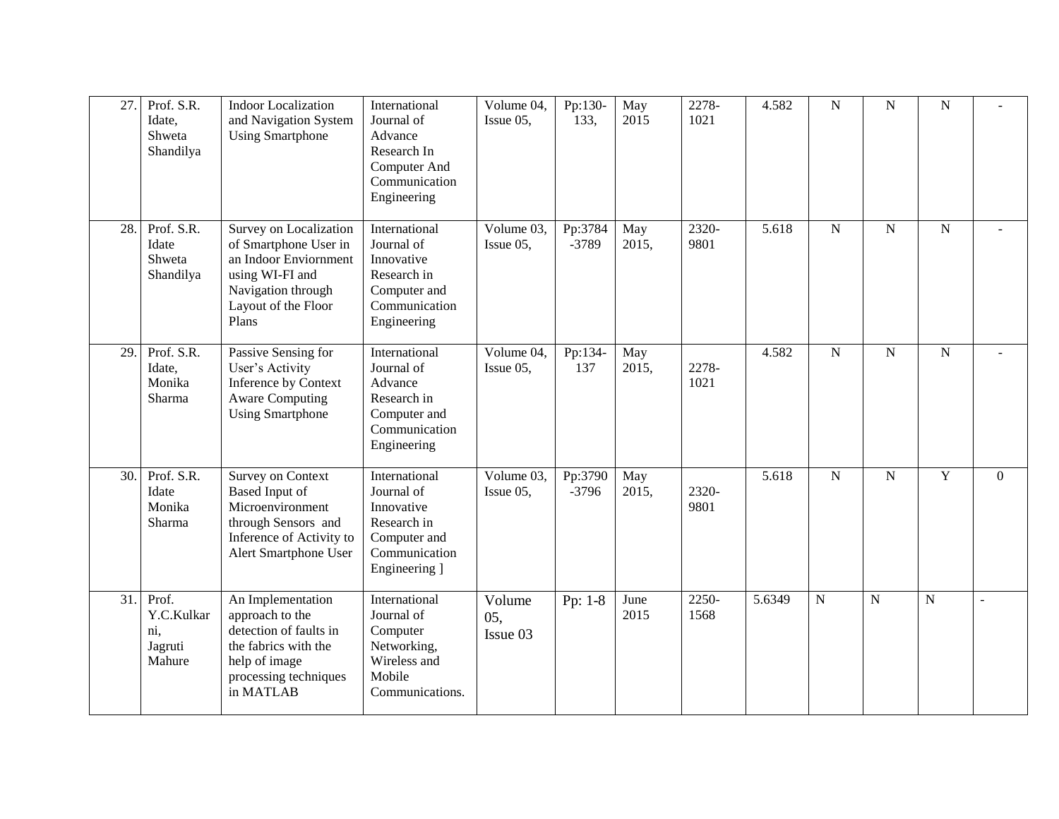| 27. | Prof. S.R. Idate, Shweta Shandilya | Indoor Localization and Navigation System Using Smartphone | International Journal of Advance Research In Computer And Communication Engineering | Volume 04, Issue 05, | Pp:130-133, | May 2015 | 2278-1021 | 4.582 | N | N | N | - |
|---|---|---|---|---|---|---|---|---|---|---|---|---|
| 28. | Prof. S.R. Idate Shweta Shandilya | Survey on Localization of Smartphone User in an Indoor Enviornment using WI-FI and Navigation through Layout of the Floor Plans | International Journal of Innovative Research in Computer and Communication Engineering | Volume 03, Issue 05, | Pp:3784-3789 | May 2015, | 2320-9801 | 5.618 | N | N | N | - |
| 29. | Prof. S.R. Idate, Monika Sharma | Passive Sensing for User's Activity Inference by Context Aware Computing Using Smartphone | International Journal of Advance Research in Computer and Communication Engineering | Volume 04, Issue 05, | Pp:134-137 | May 2015, | 2278-1021 | 4.582 | N | N | N | - |
| 30. | Prof. S.R. Idate Monika Sharma | Survey on Context Based Input of Microenvironment through Sensors and Inference of Activity to Alert Smartphone User | International Journal of Innovative Research in Computer and Communication Engineering ] | Volume 03, Issue 05, | Pp:3790-3796 | May 2015, | 2320-9801 | 5.618 | N | N | Y | 0 |
| 31. | Prof. Y.C.Kulkarni, Jagruti Mahure | An Implementation approach to the detection of faults in the fabrics with the help of image processing techniques in MATLAB | International Journal of Computer Networking, Wireless and Mobile Communications. | Volume 05, Issue 03 | Pp: 1-8 | June 2015 | 2250-1568 | 5.6349 | N | N | N | - |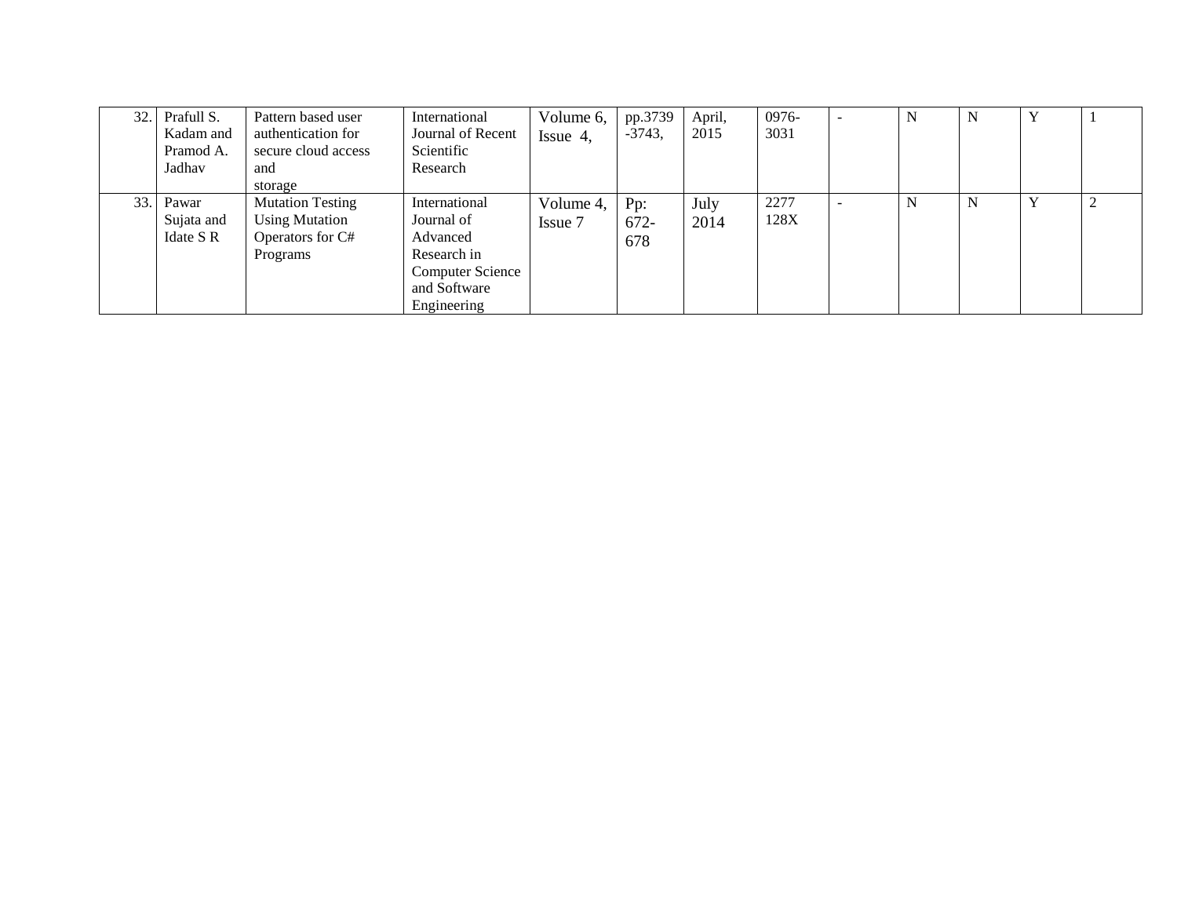| | | | | | | | | | | | | | |
|---|---|---|---|---|---|---|---|---|---|---|---|---|---|
| 32. | Prafull S. Kadam and Pramod A. Jadhav | Pattern based user authentication for secure cloud access and storage | International Journal of Recent Scientific Research | Volume 6, Issue 4, | pp.3739 -3743, | April, 2015 | 0976-3031 | - | N | N | Y | 1 |
| 33. | Pawar Sujata and Idate S R | Mutation Testing Using Mutation Operators for C# Programs | International Journal of Advanced Research in Computer Science and Software Engineering | Volume 4, Issue 7 | Pp: 672-678 | July 2014 | 2277 128X | - | N | N | Y | 2 |